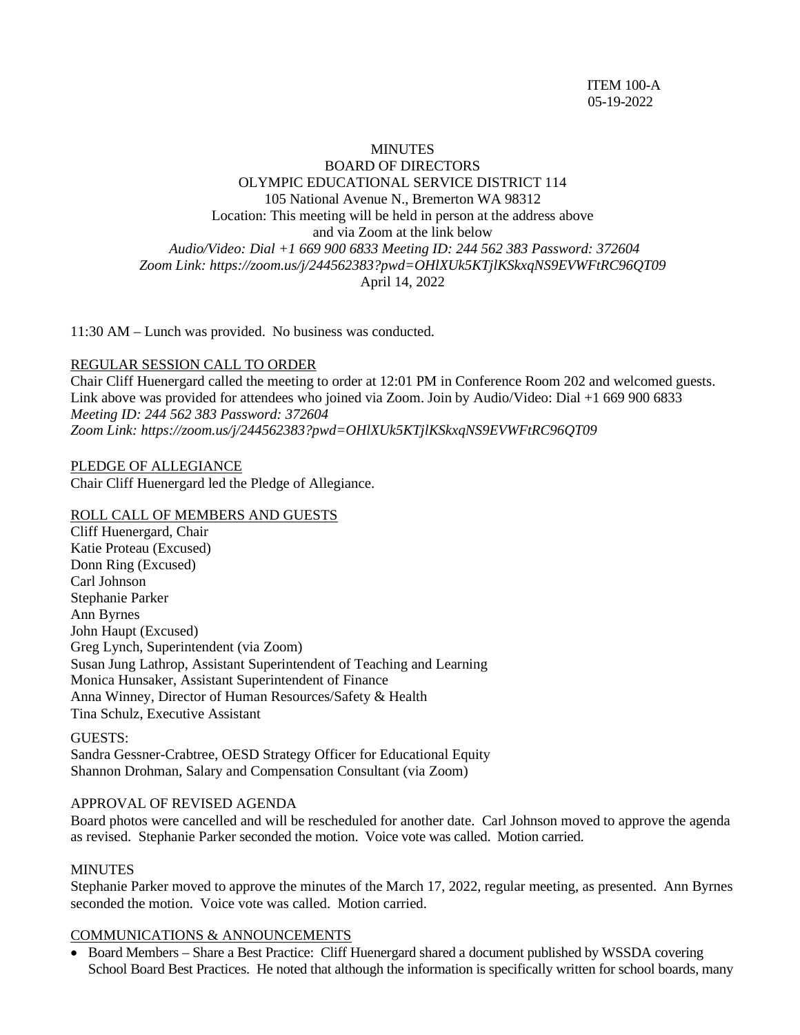ITEM 100-A
05-19-2022

# MINUTES
## BOARD OF DIRECTORS
## OLYMPIC EDUCATIONAL SERVICE DISTRICT 114

105 National Avenue N., Bremerton WA 98312
Location: This meeting will be held in person at the address above
and via Zoom at the link below
*Audio/Video: Dial +1 669 900 6833 Meeting ID: 244 562 383 Password: 372604*
*Zoom Link: https://zoom.us/j/244562383?pwd=OHlXUk5KTjlKSkxqNS9EVWFtRC96QT09*
April 14, 2022

11:30 AM – Lunch was provided. No business was conducted.

REGULAR SESSION CALL TO ORDER

Chair Cliff Huenergard called the meeting to order at 12:01 PM in Conference Room 202 and welcomed guests. Link above was provided for attendees who joined via Zoom. Join by Audio/Video: Dial +1 669 900 6833
*Meeting ID: 244 562 383 Password: 372604*
*Zoom Link: https://zoom.us/j/244562383?pwd=OHlXUk5KTjlKSkxqNS9EVWFtRC96QT09*

PLEDGE OF ALLEGIANCE

Chair Cliff Huenergard led the Pledge of Allegiance.

ROLL CALL OF MEMBERS AND GUESTS

Cliff Huenergard, Chair
Katie Proteau (Excused)
Donn Ring (Excused)
Carl Johnson
Stephanie Parker
Ann Byrnes
John Haupt (Excused)
Greg Lynch, Superintendent (via Zoom)
Susan Jung Lathrop, Assistant Superintendent of Teaching and Learning
Monica Hunsaker, Assistant Superintendent of Finance
Anna Winney, Director of Human Resources/Safety & Health
Tina Schulz, Executive Assistant

GUESTS:
Sandra Gessner-Crabtree, OESD Strategy Officer for Educational Equity
Shannon Drohman, Salary and Compensation Consultant (via Zoom)

APPROVAL OF REVISED AGENDA

Board photos were cancelled and will be rescheduled for another date. Carl Johnson moved to approve the agenda as revised. Stephanie Parker seconded the motion. Voice vote was called. Motion carried.

MINUTES

Stephanie Parker moved to approve the minutes of the March 17, 2022, regular meeting, as presented. Ann Byrnes seconded the motion. Voice vote was called. Motion carried.

COMMUNICATIONS & ANNOUNCEMENTS

- Board Members – Share a Best Practice: Cliff Huenergard shared a document published by WSSDA covering School Board Best Practices. He noted that although the information is specifically written for school boards, many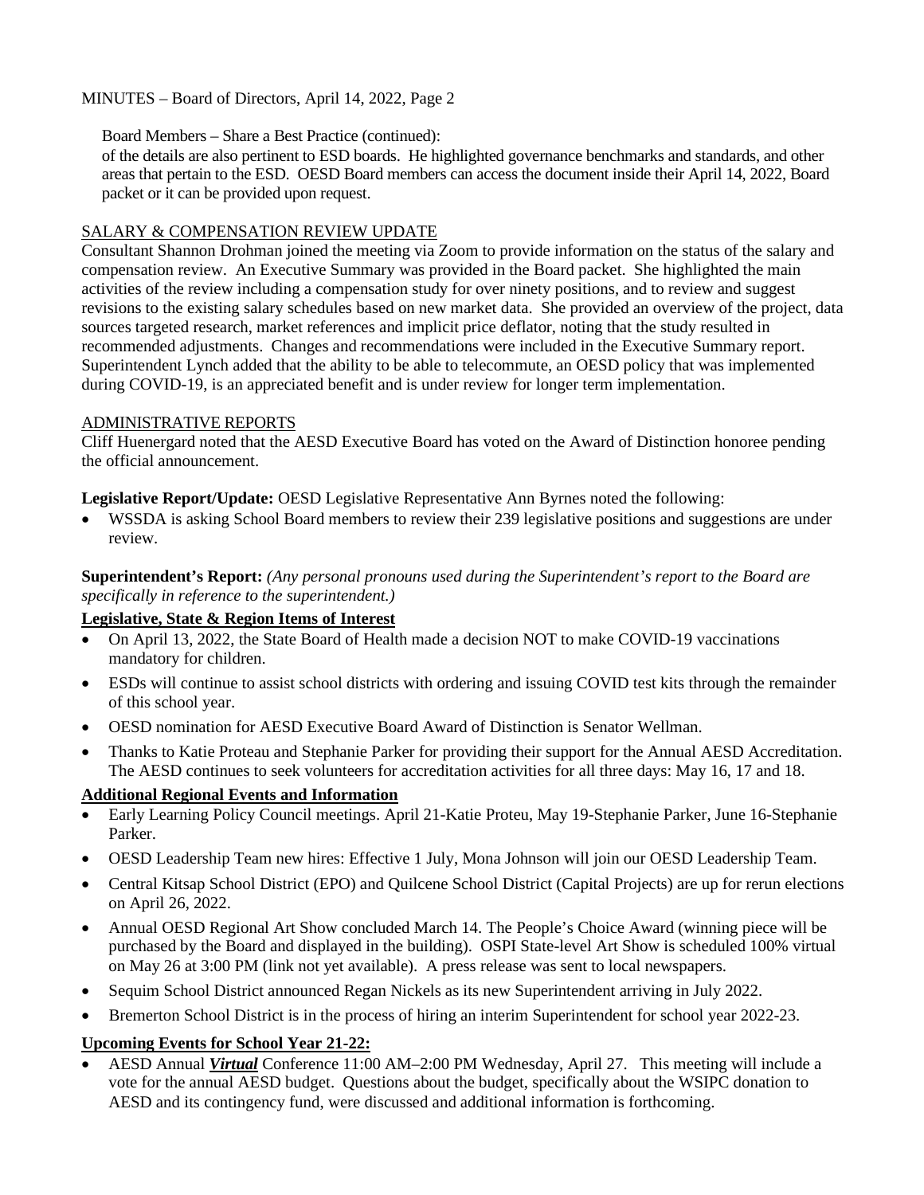Board Members – Share a Best Practice (continued):
of the details are also pertinent to ESD boards. He highlighted governance benchmarks and standards, and other areas that pertain to the ESD. OESD Board members can access the document inside their April 14, 2022, Board packet or it can be provided upon request.

SALARY & COMPENSATION REVIEW UPDATE

Consultant Shannon Drohman joined the meeting via Zoom to provide information on the status of the salary and compensation review. An Executive Summary was provided in the Board packet. She highlighted the main activities of the review including a compensation study for over ninety positions, and to review and suggest revisions to the existing salary schedules based on new market data. She provided an overview of the project, data sources targeted research, market references and implicit price deflator, noting that the study resulted in recommended adjustments. Changes and recommendations were included in the Executive Summary report. Superintendent Lynch added that the ability to be able to telecommute, an OESD policy that was implemented during COVID-19, is an appreciated benefit and is under review for longer term implementation.

ADMINISTRATIVE REPORTS

Cliff Huenergard noted that the AESD Executive Board has voted on the Award of Distinction honoree pending the official announcement.

**Legislative Report/Update:** OESD Legislative Representative Ann Byrnes noted the following:

- WSSDA is asking School Board members to review their 239 legislative positions and suggestions are under review.

**Superintendent's Report:** *(Any personal pronouns used during the Superintendent's report to the Board are specifically in reference to the superintendent.)*

**Legislative, State & Region Items of Interest**

- On April 13, 2022, the State Board of Health made a decision NOT to make COVID-19 vaccinations mandatory for children.
- ESDs will continue to assist school districts with ordering and issuing COVID test kits through the remainder of this school year.
- OESD nomination for AESD Executive Board Award of Distinction is Senator Wellman.
- Thanks to Katie Proteau and Stephanie Parker for providing their support for the Annual AESD Accreditation. The AESD continues to seek volunteers for accreditation activities for all three days: May 16, 17 and 18.

**Additional Regional Events and Information**

- Early Learning Policy Council meetings. April 21-Katie Proteu, May 19-Stephanie Parker, June 16-Stephanie Parker.
- OESD Leadership Team new hires: Effective 1 July, Mona Johnson will join our OESD Leadership Team.
- Central Kitsap School District (EPO) and Quilcene School District (Capital Projects) are up for rerun elections on April 26, 2022.
- Annual OESD Regional Art Show concluded March 14. The People's Choice Award (winning piece will be purchased by the Board and displayed in the building). OSPI State-level Art Show is scheduled 100% virtual on May 26 at 3:00 PM (link not yet available). A press release was sent to local newspapers.
- Sequim School District announced Regan Nickels as its new Superintendent arriving in July 2022.
- Bremerton School District is in the process of hiring an interim Superintendent for school year 2022-23.

**Upcoming Events for School Year 21-22:**

- AESD Annual ***Virtual*** Conference 11:00 AM–2:00 PM Wednesday, April 27. This meeting will include a vote for the annual AESD budget. Questions about the budget, specifically about the WSIPC donation to AESD and its contingency fund, were discussed and additional information is forthcoming.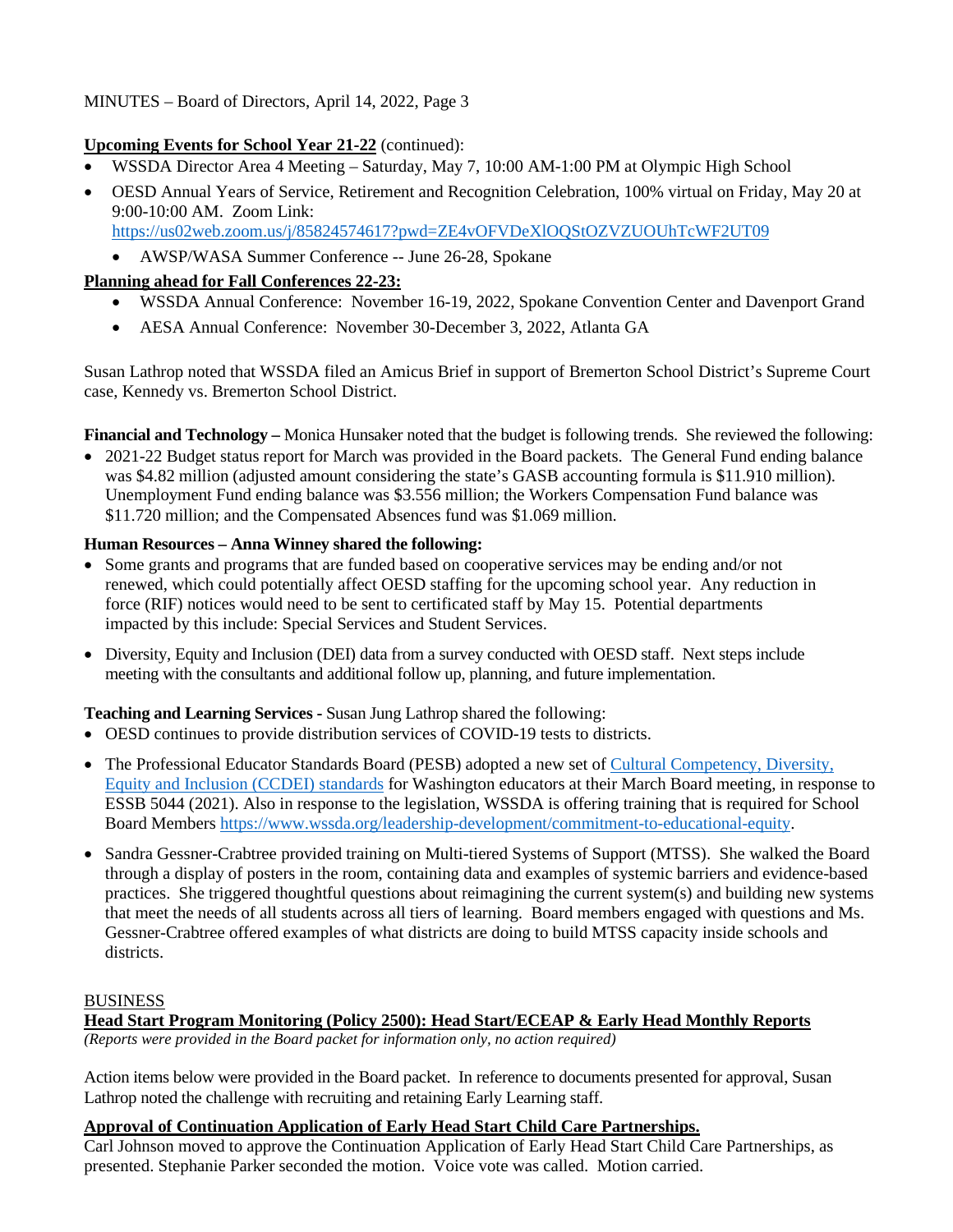**Upcoming Events for School Year 21-22** (continued):

- WSSDA Director Area 4 Meeting – Saturday, May 7, 10:00 AM-1:00 PM at Olympic High School
- OESD Annual Years of Service, Retirement and Recognition Celebration, 100% virtual on Friday, May 20 at 9:00-10:00 AM. Zoom Link: https://us02web.zoom.us/j/85824574617?pwd=ZE4vOFVDeXlOQStOZVZUOUhTcWF2UT09
  - AWSP/WASA Summer Conference -- June 26-28, Spokane

**Planning ahead for Fall Conferences 22-23:**

- WSSDA Annual Conference: November 16-19, 2022, Spokane Convention Center and Davenport Grand
- AESA Annual Conference: November 30-December 3, 2022, Atlanta GA

Susan Lathrop noted that WSSDA filed an Amicus Brief in support of Bremerton School District's Supreme Court case, Kennedy vs. Bremerton School District.

**Financial and Technology –** Monica Hunsaker noted that the budget is following trends. She reviewed the following:

- 2021-22 Budget status report for March was provided in the Board packets. The General Fund ending balance was $4.82 million (adjusted amount considering the state's GASB accounting formula is $11.910 million). Unemployment Fund ending balance was $3.556 million; the Workers Compensation Fund balance was $11.720 million; and the Compensated Absences fund was $1.069 million.

**Human Resources – Anna Winney shared the following:**

- Some grants and programs that are funded based on cooperative services may be ending and/or not renewed, which could potentially affect OESD staffing for the upcoming school year. Any reduction in force (RIF) notices would need to be sent to certificated staff by May 15. Potential departments impacted by this include: Special Services and Student Services.
- Diversity, Equity and Inclusion (DEI) data from a survey conducted with OESD staff. Next steps include meeting with the consultants and additional follow up, planning, and future implementation.

**Teaching and Learning Services -** Susan Jung Lathrop shared the following:

- OESD continues to provide distribution services of COVID-19 tests to districts.
- The Professional Educator Standards Board (PESB) adopted a new set of Cultural Competency, Diversity, Equity and Inclusion (CCDEI) standards for Washington educators at their March Board meeting, in response to ESSB 5044 (2021). Also in response to the legislation, WSSDA is offering training that is required for School Board Members https://www.wssda.org/leadership-development/commitment-to-educational-equity.
- Sandra Gessner-Crabtree provided training on Multi-tiered Systems of Support (MTSS). She walked the Board through a display of posters in the room, containing data and examples of systemic barriers and evidence-based practices. She triggered thoughtful questions about reimagining the current system(s) and building new systems that meet the needs of all students across all tiers of learning. Board members engaged with questions and Ms. Gessner-Crabtree offered examples of what districts are doing to build MTSS capacity inside schools and districts.

BUSINESS

**Head Start Program Monitoring (Policy 2500): Head Start/ECEAP & Early Head Monthly Reports**

*(Reports were provided in the Board packet for information only, no action required)*

Action items below were provided in the Board packet. In reference to documents presented for approval, Susan Lathrop noted the challenge with recruiting and retaining Early Learning staff.

**Approval of Continuation Application of Early Head Start Child Care Partnerships.**

Carl Johnson moved to approve the Continuation Application of Early Head Start Child Care Partnerships, as presented. Stephanie Parker seconded the motion. Voice vote was called. Motion carried.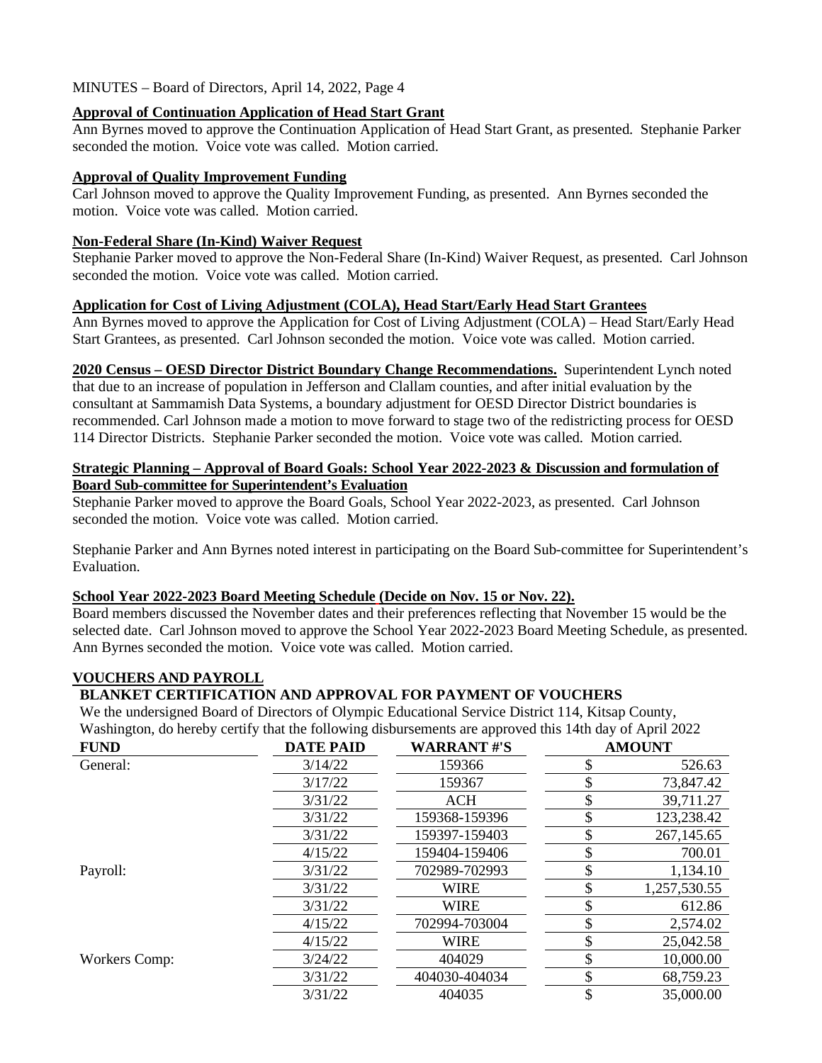MINUTES – Board of Directors, April 14, 2022, Page 4

**Approval of Continuation Application of Head Start Grant**

Ann Byrnes moved to approve the Continuation Application of Head Start Grant, as presented. Stephanie Parker seconded the motion. Voice vote was called. Motion carried.

**Approval of Quality Improvement Funding**

Carl Johnson moved to approve the Quality Improvement Funding, as presented. Ann Byrnes seconded the motion. Voice vote was called. Motion carried.

**Non-Federal Share (In-Kind) Waiver Request**

Stephanie Parker moved to approve the Non-Federal Share (In-Kind) Waiver Request, as presented. Carl Johnson seconded the motion. Voice vote was called. Motion carried.

**Application for Cost of Living Adjustment (COLA), Head Start/Early Head Start Grantees**

Ann Byrnes moved to approve the Application for Cost of Living Adjustment (COLA) – Head Start/Early Head Start Grantees, as presented. Carl Johnson seconded the motion. Voice vote was called. Motion carried.

**2020 Census – OESD Director District Boundary Change Recommendations.** Superintendent Lynch noted that due to an increase of population in Jefferson and Clallam counties, and after initial evaluation by the consultant at Sammamish Data Systems, a boundary adjustment for OESD Director District boundaries is recommended. Carl Johnson made a motion to move forward to stage two of the redistricting process for OESD 114 Director Districts. Stephanie Parker seconded the motion. Voice vote was called. Motion carried.

**Strategic Planning – Approval of Board Goals: School Year 2022-2023 & Discussion and formulation of Board Sub-committee for Superintendent's Evaluation**

Stephanie Parker moved to approve the Board Goals, School Year 2022-2023, as presented. Carl Johnson seconded the motion. Voice vote was called. Motion carried.

Stephanie Parker and Ann Byrnes noted interest in participating on the Board Sub-committee for Superintendent's Evaluation.

**School Year 2022-2023 Board Meeting Schedule (Decide on Nov. 15 or Nov. 22).**

Board members discussed the November dates and their preferences reflecting that November 15 would be the selected date. Carl Johnson moved to approve the School Year 2022-2023 Board Meeting Schedule, as presented. Ann Byrnes seconded the motion. Voice vote was called. Motion carried.

**VOUCHERS AND PAYROLL**

**BLANKET CERTIFICATION AND APPROVAL FOR PAYMENT OF VOUCHERS**

We the undersigned Board of Directors of Olympic Educational Service District 114, Kitsap County, Washington, do hereby certify that the following disbursements are approved this 14th day of April 2022

| FUND | DATE PAID | WARRANT #'S | AMOUNT |
|---|---|---|---|
| General: | 3/14/22 | 159366 | $ 526.63 |
| | 3/17/22 | 159367 | $ 73,847.42 |
| | 3/31/22 | ACH | $ 39,711.27 |
| | 3/31/22 | 159368-159396 | $ 123,238.42 |
| | 3/31/22 | 159397-159403 | $ 267,145.65 |
| | 4/15/22 | 159404-159406 | $ 700.01 |
| Payroll: | 3/31/22 | 702989-702993 | $ 1,134.10 |
| | 3/31/22 | WIRE | $ 1,257,530.55 |
| | 3/31/22 | WIRE | $ 612.86 |
| | 4/15/22 | 702994-703004 | $ 2,574.02 |
| | 4/15/22 | WIRE | $ 25,042.58 |
| Workers Comp: | 3/24/22 | 404029 | $ 10,000.00 |
| | 3/31/22 | 404030-404034 | $ 68,759.23 |
| | 3/31/22 | 404035 | $ 35,000.00 |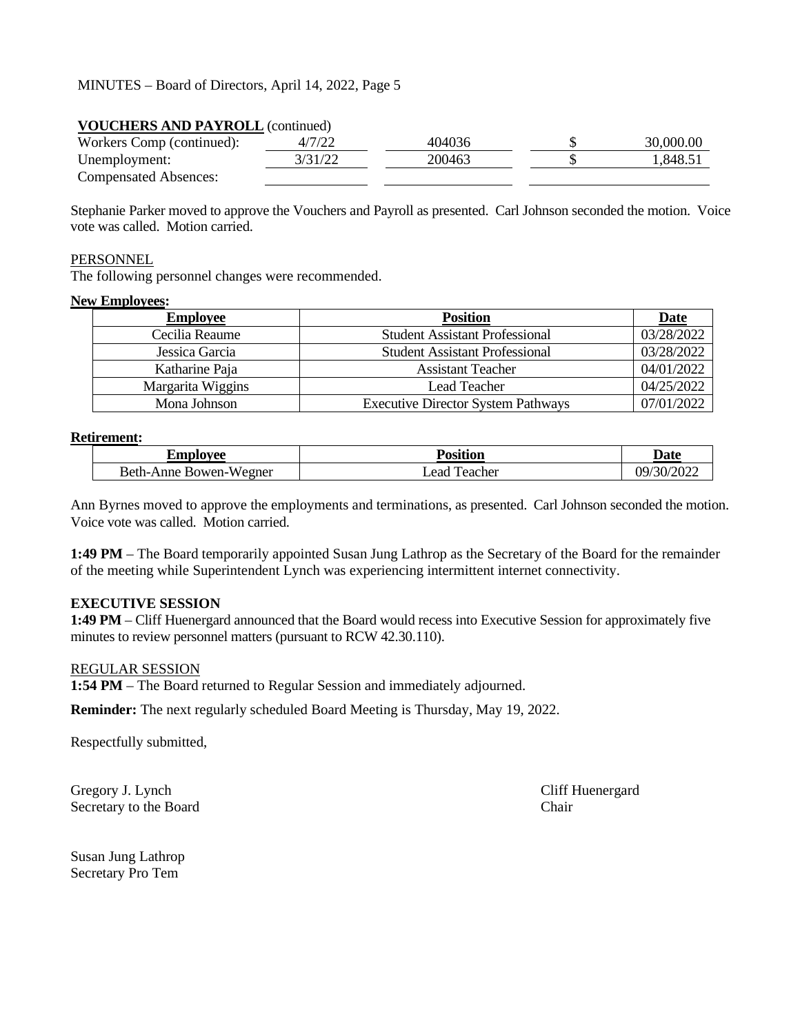**VOUCHERS AND PAYROLL** (continued)

| | | | | |
|---|---|---|---|---|
| Workers Comp (continued): | 4/7/22 | 404036 | $ | 30,000.00 |
| Unemployment: | 3/31/22 | 200463 | $ | 1,848.51 |
| Compensated Absences: | | | | |

Stephanie Parker moved to approve the Vouchers and Payroll as presented. Carl Johnson seconded the motion. Voice vote was called. Motion carried.

PERSONNEL

The following personnel changes were recommended.

**New Employees:**

| Employee | Position | Date |
|---|---|---|
| Cecilia Reaume | Student Assistant Professional | 03/28/2022 |
| Jessica Garcia | Student Assistant Professional | 03/28/2022 |
| Katharine Paja | Assistant Teacher | 04/01/2022 |
| Margarita Wiggins | Lead Teacher | 04/25/2022 |
| Mona Johnson | Executive Director System Pathways | 07/01/2022 |

**Retirement:**

| Employee | Position | Date |
|---|---|---|
| Beth-Anne Bowen-Wegner | Lead Teacher | 09/30/2022 |

Ann Byrnes moved to approve the employments and terminations, as presented. Carl Johnson seconded the motion. Voice vote was called. Motion carried.

**1:49 PM** – The Board temporarily appointed Susan Jung Lathrop as the Secretary of the Board for the remainder of the meeting while Superintendent Lynch was experiencing intermittent internet connectivity.

**EXECUTIVE SESSION**

**1:49 PM** – Cliff Huenergard announced that the Board would recess into Executive Session for approximately five minutes to review personnel matters (pursuant to RCW 42.30.110).

REGULAR SESSION

**1:54 PM** – The Board returned to Regular Session and immediately adjourned.

**Reminder:** The next regularly scheduled Board Meeting is Thursday, May 19, 2022.

Respectfully submitted,

Gregory J. Lynch
Secretary to the Board

Cliff Huenergard
Chair

Susan Jung Lathrop
Secretary Pro Tem